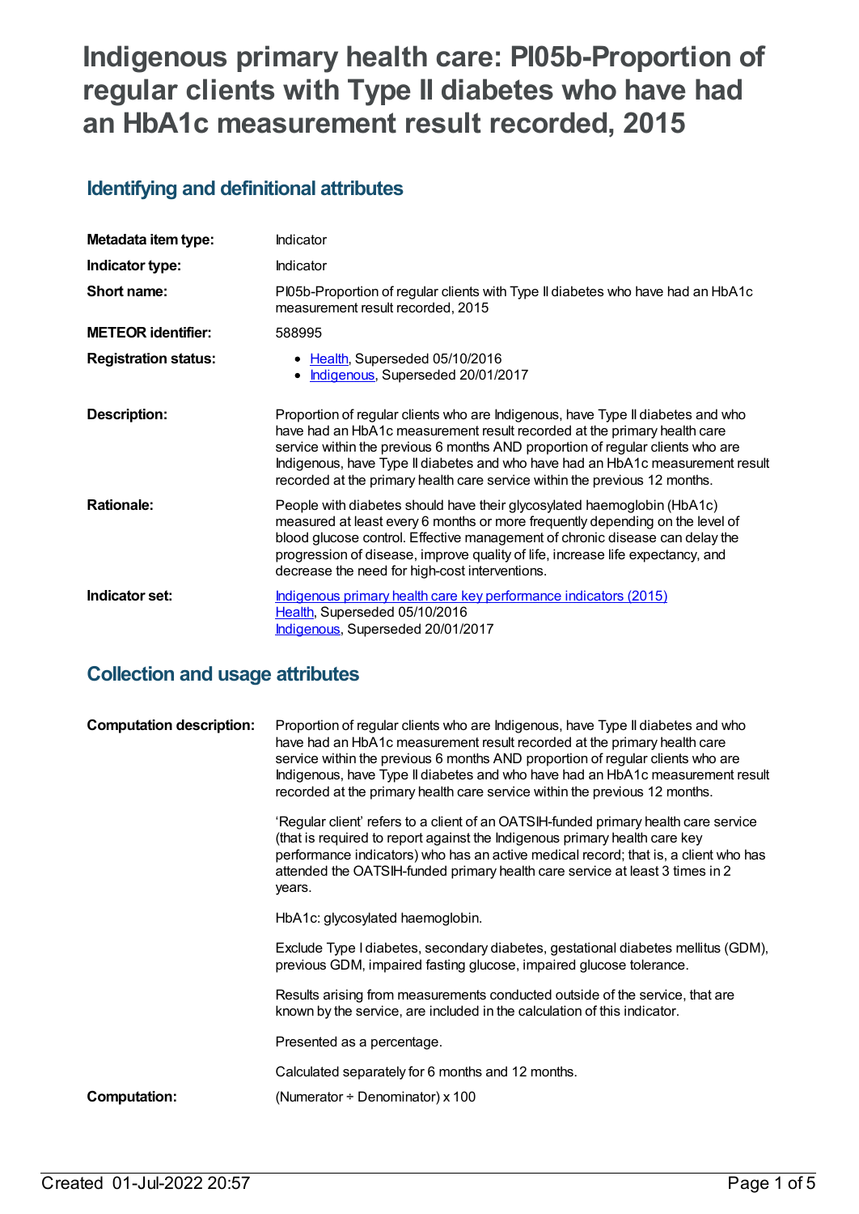# Indigenous primary health care: PI05b-Proportion of regular clients with Type II diabetes who have had an HbA1c measurement result recorded, 2015

## Identifying and definitional attributes

| | |
|---|---|
| **Metadata item type:** | Indicator |
| **Indicator type:** | Indicator |
| **Short name:** | PI05b-Proportion of regular clients with Type II diabetes who have had an HbA1c measurement result recorded, 2015 |
| **METEOR identifier:** | 588995 |
| **Registration status:** | • Health, Superseded 05/10/2016<br>• Indigenous, Superseded 20/01/2017 |
| **Description:** | Proportion of regular clients who are Indigenous, have Type II diabetes and who have had an HbA1c measurement result recorded at the primary health care service within the previous 6 months AND proportion of regular clients who are Indigenous, have Type II diabetes and who have had an HbA1c measurement result recorded at the primary health care service within the previous 12 months. |
| **Rationale:** | People with diabetes should have their glycosylated haemoglobin (HbA1c) measured at least every 6 months or more frequently depending on the level of blood glucose control. Effective management of chronic disease can delay the progression of disease, improve quality of life, increase life expectancy, and decrease the need for high-cost interventions. |
| **Indicator set:** | Indigenous primary health care key performance indicators (2015)<br>Health, Superseded 05/10/2016<br>Indigenous, Superseded 20/01/2017 |

## Collection and usage attributes

| | |
|---|---|
| **Computation description:** | Proportion of regular clients who are Indigenous, have Type II diabetes and who have had an HbA1c measurement result recorded at the primary health care service within the previous 6 months AND proportion of regular clients who are Indigenous, have Type II diabetes and who have had an HbA1c measurement result recorded at the primary health care service within the previous 12 months.<br><br>'Regular client' refers to a client of an OATSIH-funded primary health care service (that is required to report against the Indigenous primary health care key performance indicators) who has an active medical record; that is, a client who has attended the OATSIH-funded primary health care service at least 3 times in 2 years.<br><br>HbA1c: glycosylated haemoglobin.<br><br>Exclude Type I diabetes, secondary diabetes, gestational diabetes mellitus (GDM), previous GDM, impaired fasting glucose, impaired glucose tolerance.<br><br>Results arising from measurements conducted outside of the service, that are known by the service, are included in the calculation of this indicator.<br><br>Presented as a percentage.<br><br>Calculated separately for 6 months and 12 months. |
| **Computation:** | (Numerator ÷ Denominator) x 100 |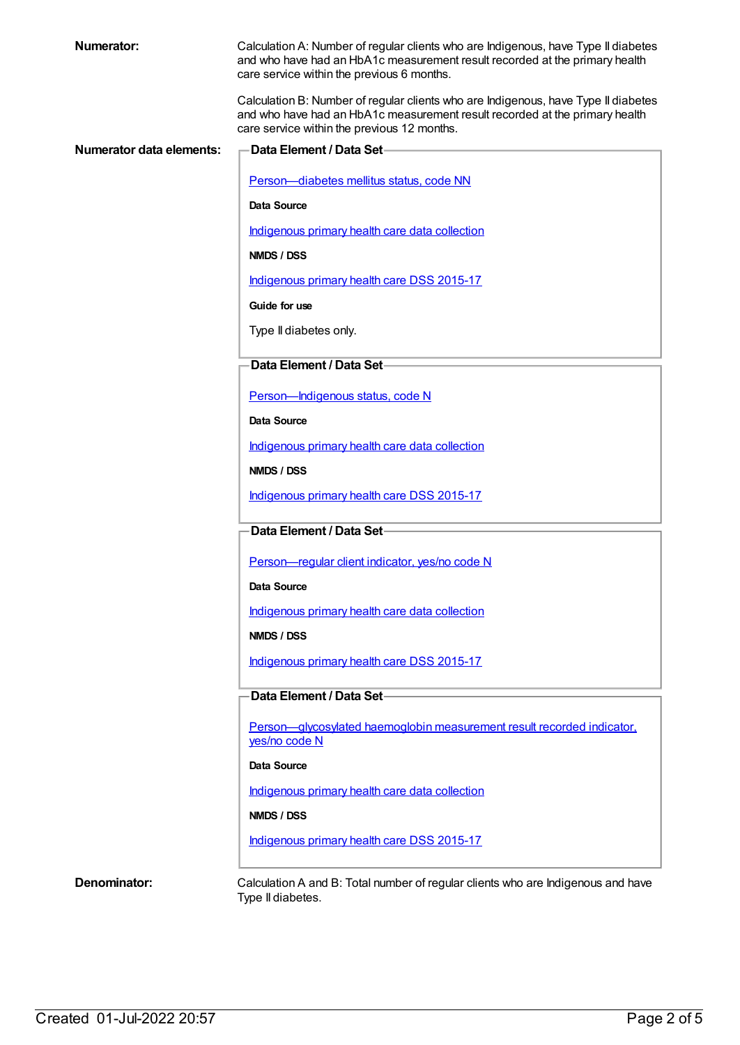**Numerator:**

Calculation A: Number of regular clients who are Indigenous, have Type II diabetes and who have had an HbA1c measurement result recorded at the primary health care service within the previous 6 months.

Calculation B: Number of regular clients who are Indigenous, have Type II diabetes and who have had an HbA1c measurement result recorded at the primary health care service within the previous 12 months.

**Numerator data elements:**

**Data Element / Data Set**

Person—diabetes mellitus status, code NN

**Data Source**

Indigenous primary health care data collection

**NMDS / DSS**

Indigenous primary health care DSS 2015-17

**Guide for use**

Type II diabetes only.

**Data Element / Data Set**

Person—Indigenous status, code N

**Data Source**

Indigenous primary health care data collection

**NMDS / DSS**

Indigenous primary health care DSS 2015-17

**Data Element / Data Set**

Person—regular client indicator, yes/no code N

**Data Source**

Indigenous primary health care data collection

**NMDS / DSS**

Indigenous primary health care DSS 2015-17

**Data Element / Data Set**

Person—glycosylated haemoglobin measurement result recorded indicator, yes/no code N

**Data Source**

Indigenous primary health care data collection

**NMDS / DSS**

Indigenous primary health care DSS 2015-17

**Denominator:**

Calculation A and B: Total number of regular clients who are Indigenous and have Type II diabetes.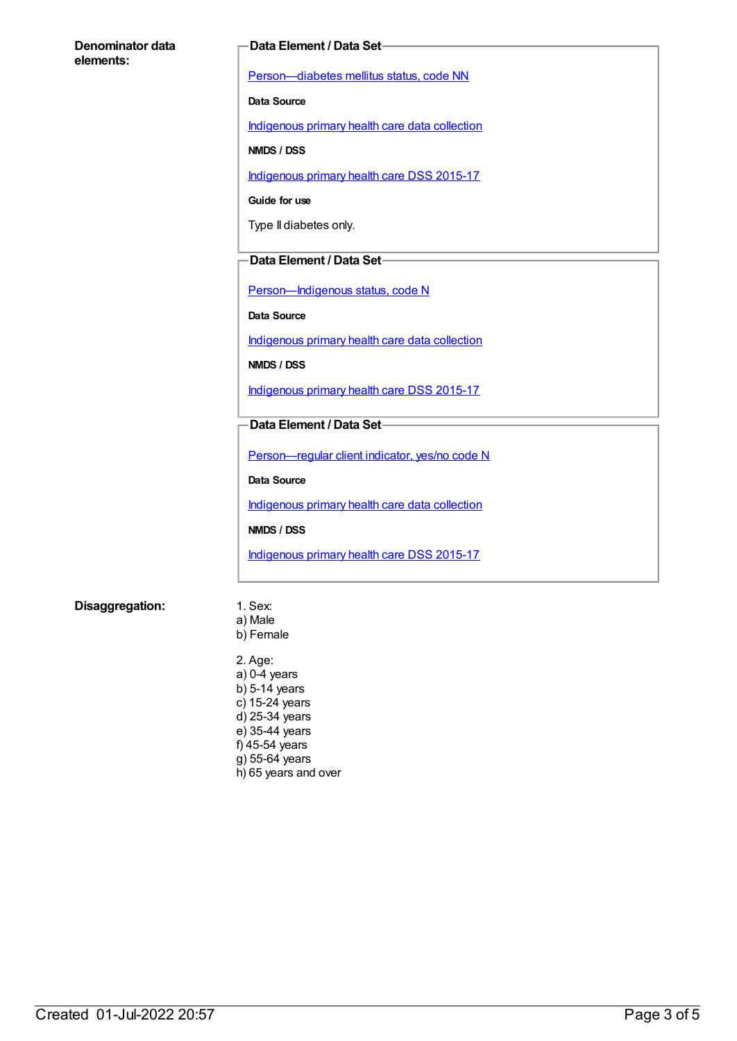**Denominator data elements:**

**Data Element / Data Set**

Person—diabetes mellitus status, code NN

**Data Source**

Indigenous primary health care data collection

**NMDS / DSS**

Indigenous primary health care DSS 2015-17

**Guide for use**

Type II diabetes only.

**Data Element / Data Set**

Person—Indigenous status, code N

**Data Source**

Indigenous primary health care data collection

**NMDS / DSS**

Indigenous primary health care DSS 2015-17

**Data Element / Data Set**

Person—regular client indicator, yes/no code N

**Data Source**

Indigenous primary health care data collection

**NMDS / DSS**

Indigenous primary health care DSS 2015-17

**Disaggregation:**

1. Sex:
a) Male
b) Female

2. Age:
a) 0-4 years
b) 5-14 years
c) 15-24 years
d) 25-34 years
e) 35-44 years
f) 45-54 years
g) 55-64 years
h) 65 years and over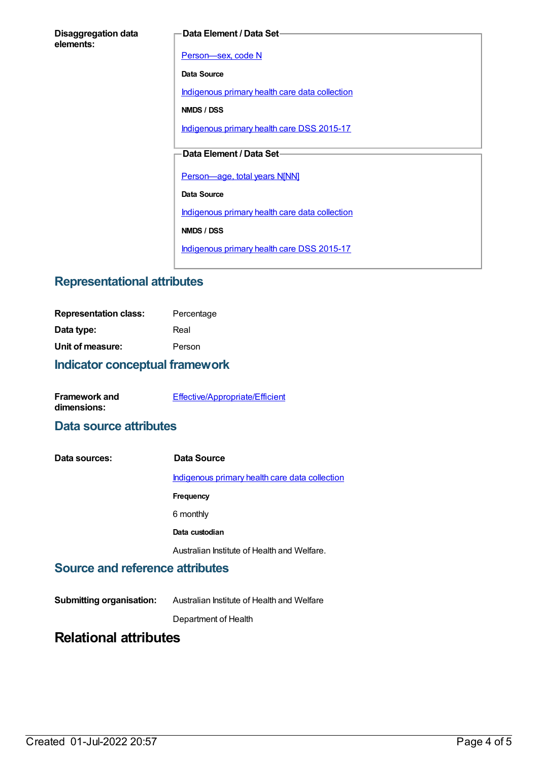**Disaggregation data elements:**

**Data Element / Data Set**

Person—sex, code N

**Data Source**

Indigenous primary health care data collection

**NMDS / DSS**

Indigenous primary health care DSS 2015-17

**Data Element / Data Set**

Person—age, total years N[NN]

**Data Source**

Indigenous primary health care data collection

**NMDS / DSS**

Indigenous primary health care DSS 2015-17

## Representational attributes

**Representation class:** Percentage

**Data type:** Real

**Unit of measure:** Person

## Indicator conceptual framework

**Framework and dimensions:** Effective/Appropriate/Efficient

## Data source attributes

**Data sources:**

**Data Source**

Indigenous primary health care data collection

**Frequency**

6 monthly

**Data custodian**

Australian Institute of Health and Welfare.

## Source and reference attributes

**Submitting organisation:** Australian Institute of Health and Welfare

Department of Health

# Relational attributes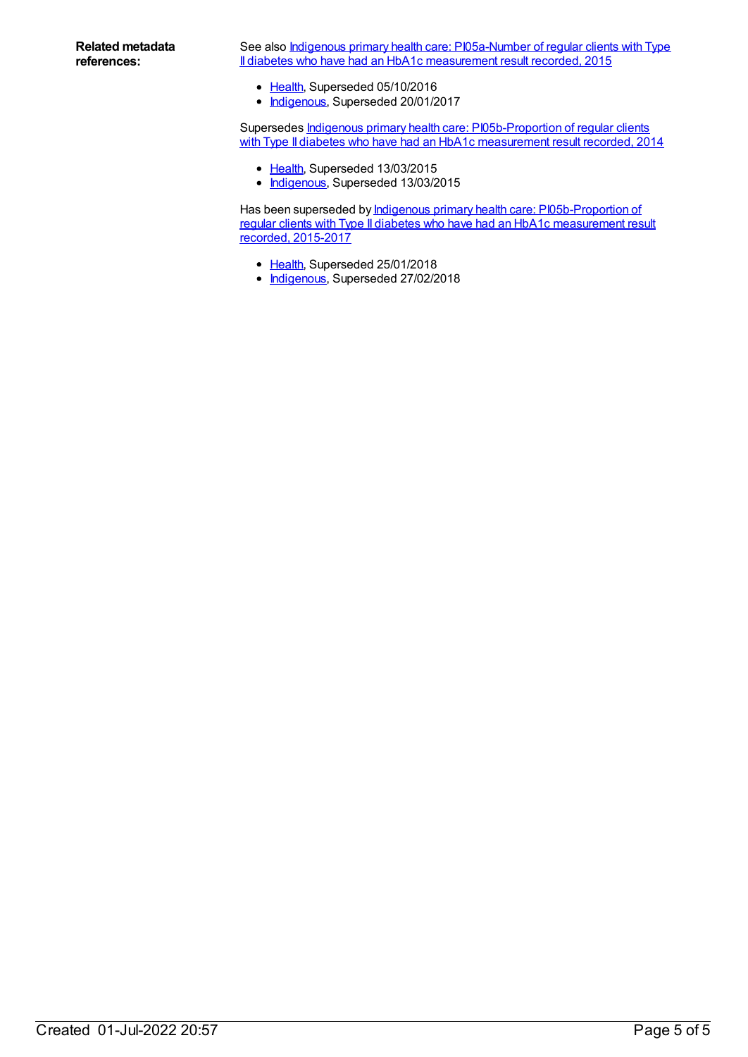**Related metadata references:**

See also Indigenous primary health care: PI05a-Number of regular clients with Type II diabetes who have had an HbA1c measurement result recorded, 2015

- Health, Superseded 05/10/2016
- Indigenous, Superseded 20/01/2017

Supersedes Indigenous primary health care: PI05b-Proportion of regular clients with Type II diabetes who have had an HbA1c measurement result recorded, 2014

- Health, Superseded 13/03/2015
- Indigenous, Superseded 13/03/2015

Has been superseded by Indigenous primary health care: PI05b-Proportion of regular clients with Type II diabetes who have had an HbA1c measurement result recorded, 2015-2017

- Health, Superseded 25/01/2018
- Indigenous, Superseded 27/02/2018